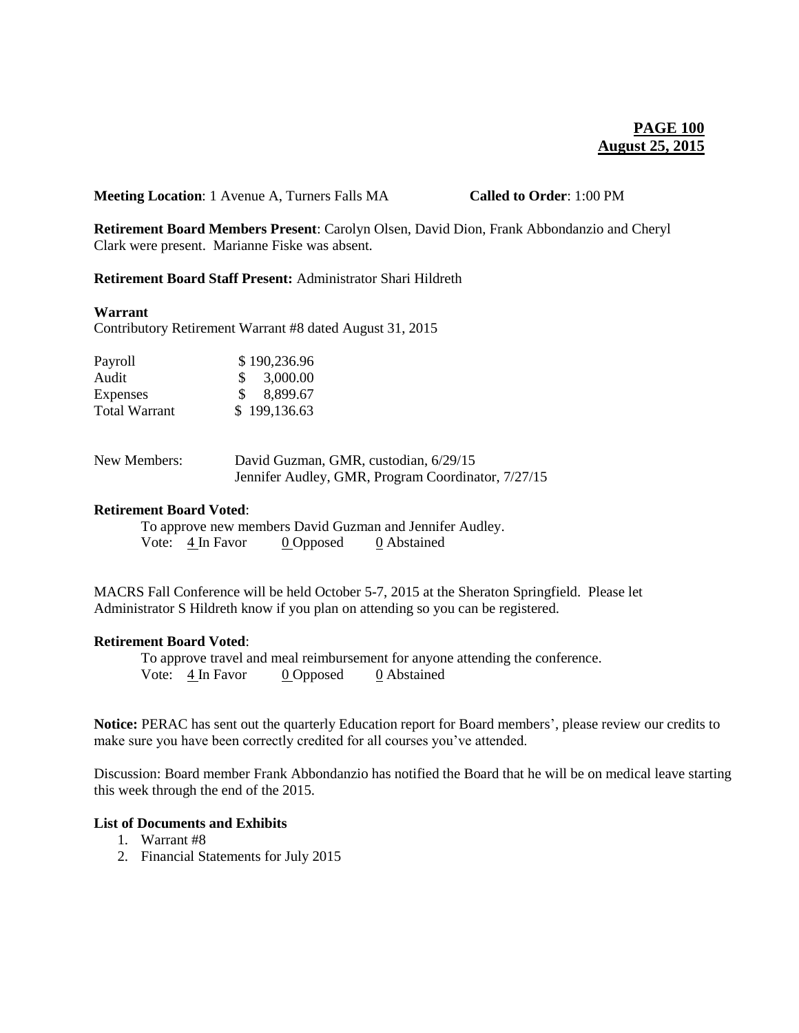**PAGE 100**
**August 25, 2015**

**Meeting Location**: 1 Avenue A, Turners Falls MA **Called to Order**: 1:00 PM

**Retirement Board Members Present**: Carolyn Olsen, David Dion, Frank Abbondanzio and Cheryl Clark were present. Marianne Fiske was absent.

**Retirement Board Staff Present:** Administrator Shari Hildreth

**Warrant**

Contributory Retirement Warrant #8 dated August 31, 2015

| | |
|---|---|
| Payroll | $ 190,236.96 |
| Audit | $ 3,000.00 |
| Expenses | $ 8,899.67 |
| Total Warrant | $ 199,136.63 |

New Members: David Guzman, GMR, custodian, 6/29/15
Jennifer Audley, GMR, Program Coordinator, 7/27/15

**Retirement Board Voted**:

To approve new members David Guzman and Jennifer Audley.
Vote: 4 In Favor 0 Opposed 0 Abstained

MACRS Fall Conference will be held October 5-7, 2015 at the Sheraton Springfield. Please let Administrator S Hildreth know if you plan on attending so you can be registered.

**Retirement Board Voted**:

To approve travel and meal reimbursement for anyone attending the conference.
Vote: 4 In Favor 0 Opposed 0 Abstained

**Notice:** PERAC has sent out the quarterly Education report for Board members', please review our credits to make sure you have been correctly credited for all courses you've attended.

Discussion: Board member Frank Abbondanzio has notified the Board that he will be on medical leave starting this week through the end of the 2015.

**List of Documents and Exhibits**

1. Warrant #8
2. Financial Statements for July 2015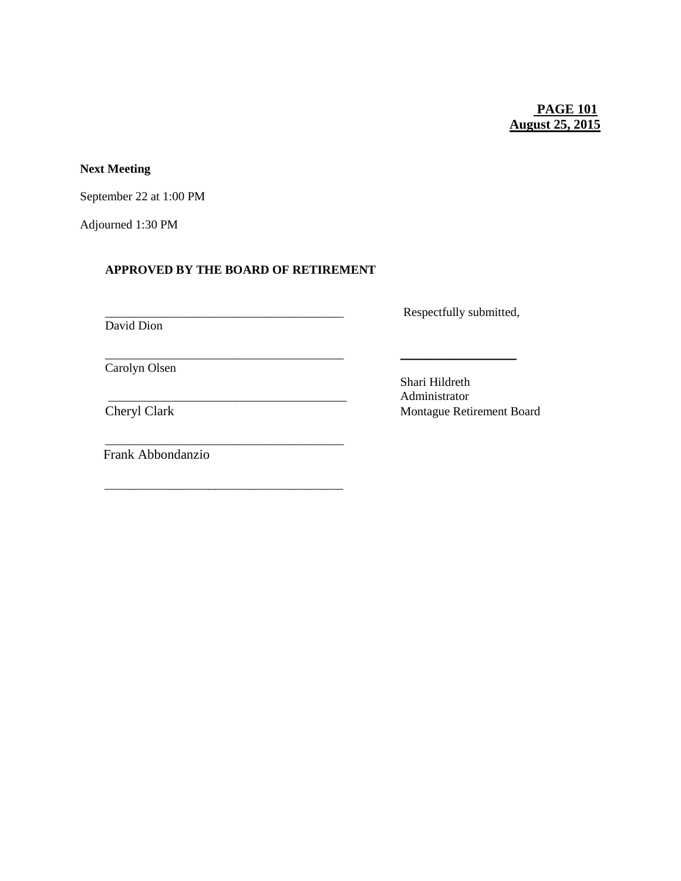**Next Meeting**

September 22 at 1:00 PM

Adjourned 1:30 PM

**APPROVED BY THE BOARD OF RETIREMENT**

______________________________________
David Dion

______________________________________
Carolyn Olsen

______________________________________
Cheryl Clark

______________________________________
Frank Abbondanzio

______________________________________

Respectfully submitted,

__________________

Shari Hildreth
Administrator
Montague Retirement Board